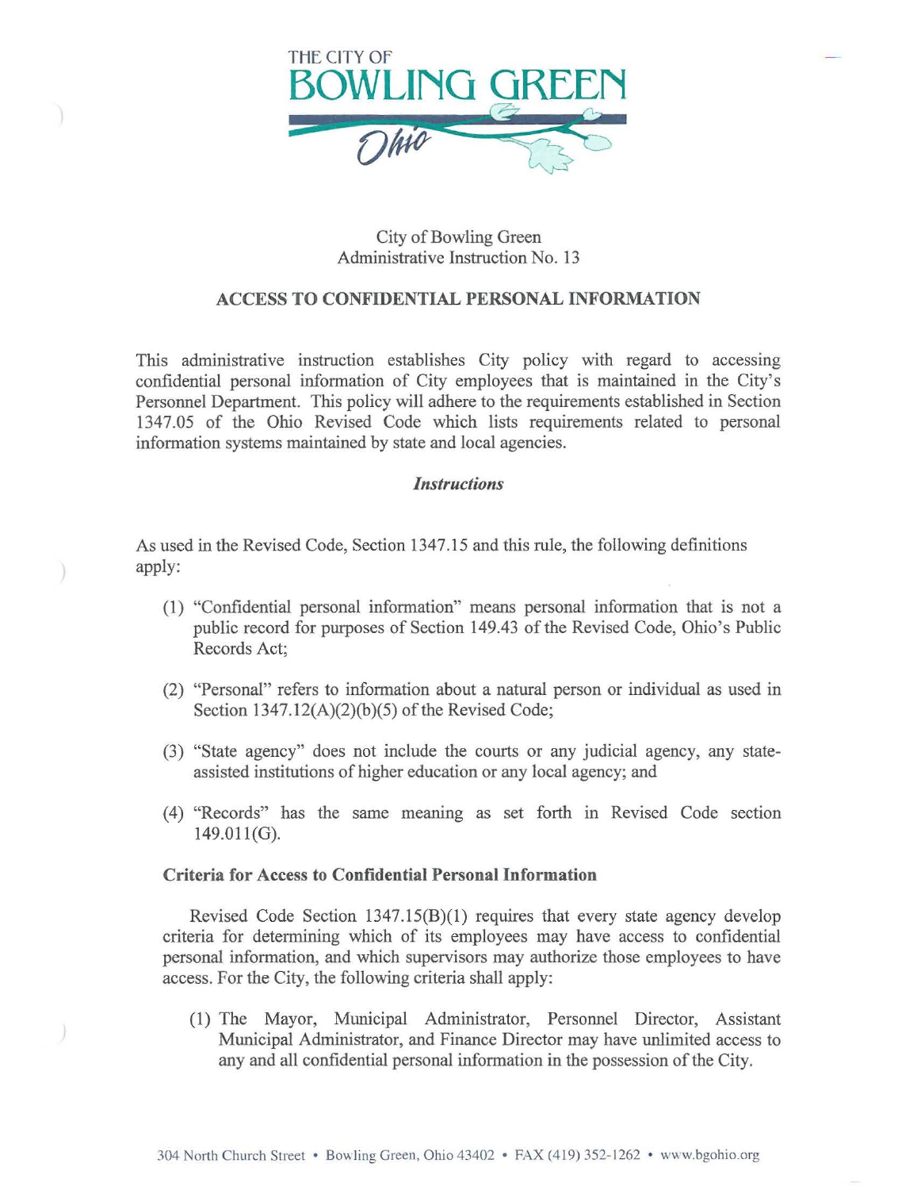THE CITY OF
BOWLING GREEN
Ohio

City of Bowling Green
Administrative Instruction No. 13

## ACCESS TO CONFIDENTIAL PERSONAL INFORMATION

This administrative instruction establishes City policy with regard to accessing confidential personal information of City employees that is maintained in the City's Personnel Department. This policy will adhere to the requirements established in Section 1347.05 of the Ohio Revised Code which lists requirements related to personal information systems maintained by state and local agencies.

### *Instructions*

As used in the Revised Code, Section 1347.15 and this rule, the following definitions apply:

(1) "Confidential personal information" means personal information that is not a public record for purposes of Section 149.43 of the Revised Code, Ohio's Public Records Act;

(2) "Personal" refers to information about a natural person or individual as used in Section 1347.12(A)(2)(b)(5) of the Revised Code;

(3) "State agency" does not include the courts or any judicial agency, any state-assisted institutions of higher education or any local agency; and

(4) "Records" has the same meaning as set forth in Revised Code section 149.011(G).

**Criteria for Access to Confidential Personal Information**

Revised Code Section 1347.15(B)(1) requires that every state agency develop criteria for determining which of its employees may have access to confidential personal information, and which supervisors may authorize those employees to have access. For the City, the following criteria shall apply:

(1) The Mayor, Municipal Administrator, Personnel Director, Assistant Municipal Administrator, and Finance Director may have unlimited access to any and all confidential personal information in the possession of the City.

304 North Church Street • Bowling Green, Ohio 43402 • FAX (419) 352-1262 • www.bgohio.org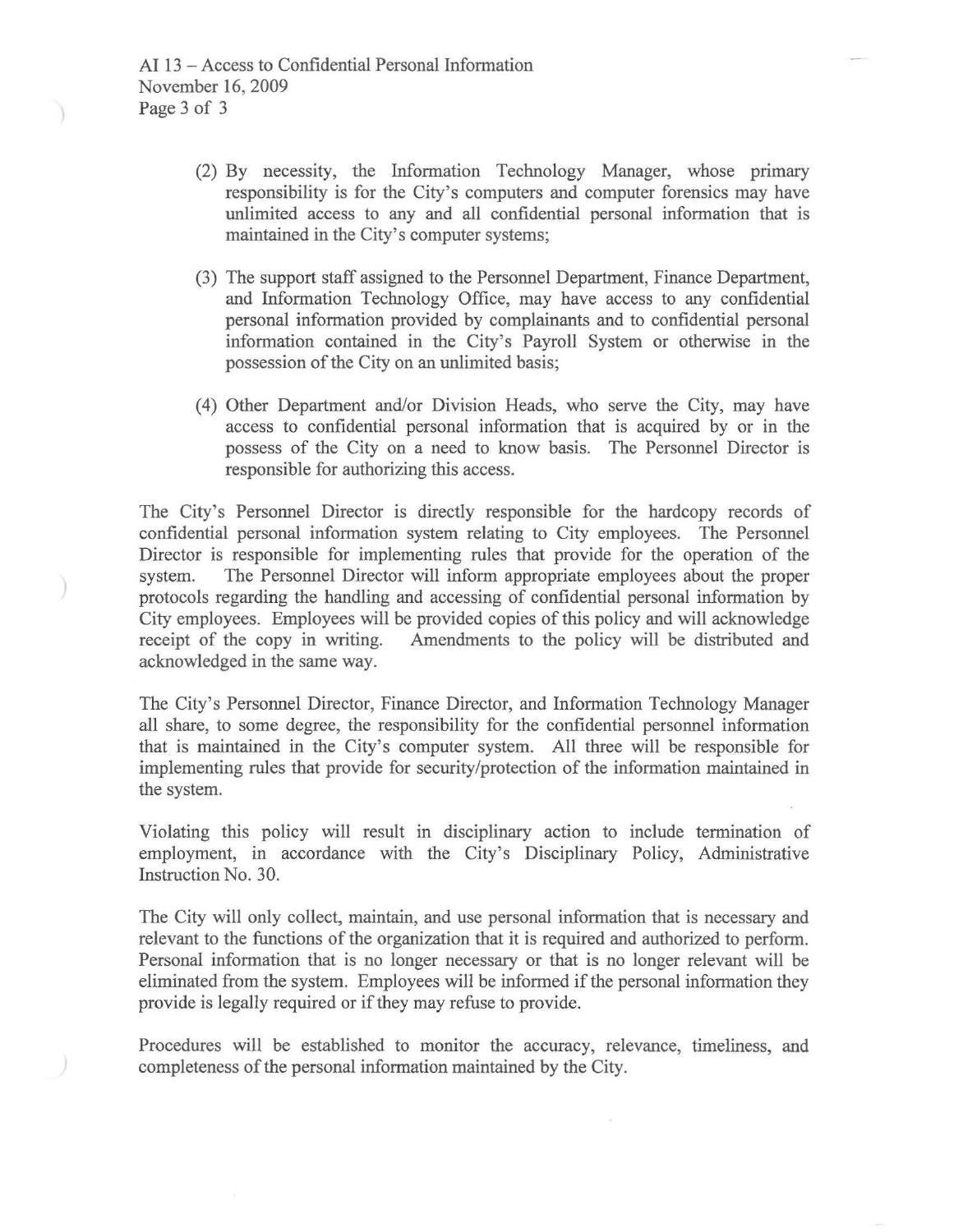(2) By necessity, the Information Technology Manager, whose primary responsibility is for the City's computers and computer forensics may have unlimited access to any and all confidential personal information that is maintained in the City's computer systems;

(3) The support staff assigned to the Personnel Department, Finance Department, and Information Technology Office, may have access to any confidential personal information provided by complainants and to confidential personal information contained in the City's Payroll System or otherwise in the possession of the City on an unlimited basis;

(4) Other Department and/or Division Heads, who serve the City, may have access to confidential personal information that is acquired by or in the possess of the City on a need to know basis. The Personnel Director is responsible for authorizing this access.

The City's Personnel Director is directly responsible for the hardcopy records of confidential personal information system relating to City employees. The Personnel Director is responsible for implementing rules that provide for the operation of the system. The Personnel Director will inform appropriate employees about the proper protocols regarding the handling and accessing of confidential personal information by City employees. Employees will be provided copies of this policy and will acknowledge receipt of the copy in writing. Amendments to the policy will be distributed and acknowledged in the same way.

The City's Personnel Director, Finance Director, and Information Technology Manager all share, to some degree, the responsibility for the confidential personnel information that is maintained in the City's computer system. All three will be responsible for implementing rules that provide for security/protection of the information maintained in the system.

Violating this policy will result in disciplinary action to include termination of employment, in accordance with the City's Disciplinary Policy, Administrative Instruction No. 30.

The City will only collect, maintain, and use personal information that is necessary and relevant to the functions of the organization that it is required and authorized to perform. Personal information that is no longer necessary or that is no longer relevant will be eliminated from the system. Employees will be informed if the personal information they provide is legally required or if they may refuse to provide.

Procedures will be established to monitor the accuracy, relevance, timeliness, and completeness of the personal information maintained by the City.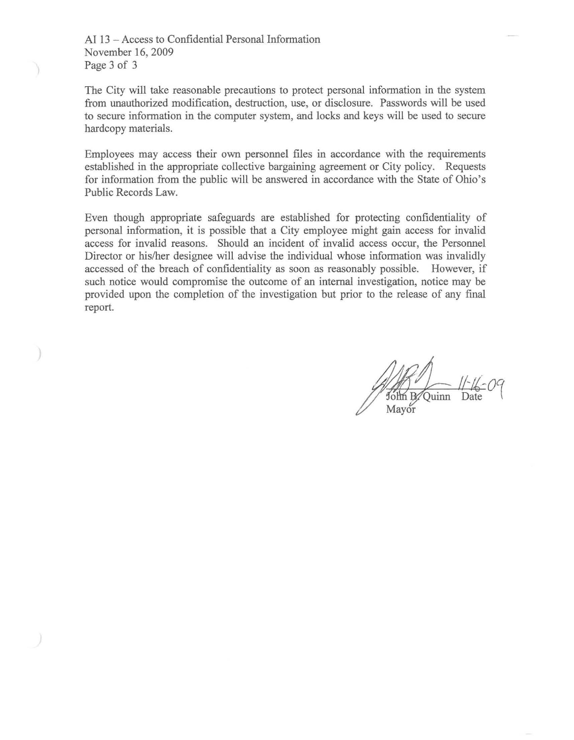The City will take reasonable precautions to protect personal information in the system from unauthorized modification, destruction, use, or disclosure. Passwords will be used to secure information in the computer system, and locks and keys will be used to secure hardcopy materials.

Employees may access their own personnel files in accordance with the requirements established in the appropriate collective bargaining agreement or City policy. Requests for information from the public will be answered in accordance with the State of Ohio's Public Records Law.

Even though appropriate safeguards are established for protecting confidentiality of personal information, it is possible that a City employee might gain access for invalid access for invalid reasons. Should an incident of invalid access occur, the Personnel Director or his/her designee will advise the individual whose information was invalidly accessed of the breach of confidentiality as soon as reasonably possible. However, if such notice would compromise the outcome of an internal investigation, notice may be provided upon the completion of the investigation but prior to the release of any final report.

11-16-09

John B. Quinn Date
Mayor